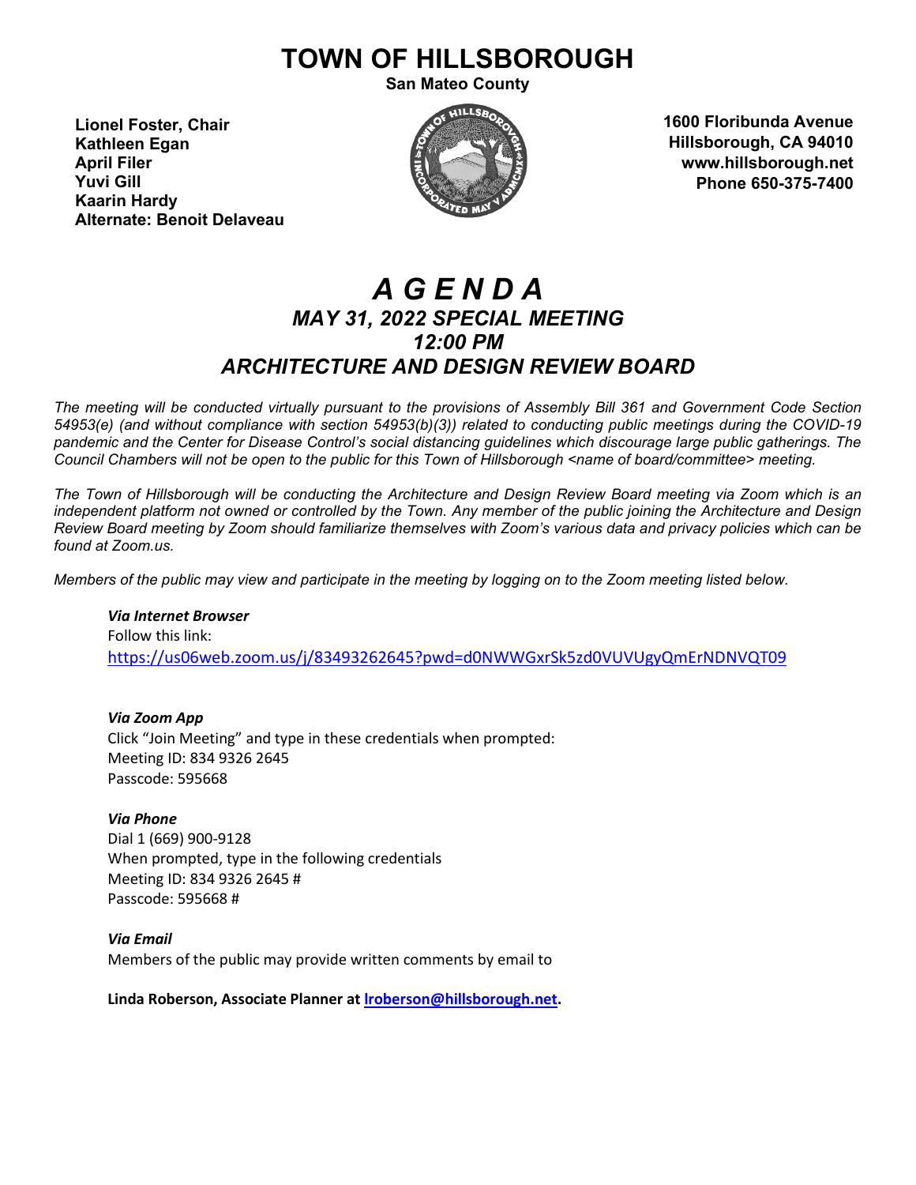# TOWN OF HILLSBOROUGH

**San Mateo County**

**Lionel Foster, Chair**
**Kathleen Egan**
**April Filer**
**Yuvi Gill**
**Kaarin Hardy**
**Alternate: Benoit Delaveau**

**1600 Floribunda Avenue**
**Hillsborough, CA 94010**
**www.hillsborough.net**
**Phone 650-375-7400**

# *A G E N D A*

## *MAY 31, 2022 SPECIAL MEETING*
## *12:00 PM*
## *ARCHITECTURE AND DESIGN REVIEW BOARD*

*The meeting will be conducted virtually pursuant to the provisions of Assembly Bill 361 and Government Code Section 54953(e) (and without compliance with section 54953(b)(3)) related to conducting public meetings during the COVID-19 pandemic and the Center for Disease Control's social distancing guidelines which discourage large public gatherings. The Council Chambers will not be open to the public for this Town of Hillsborough <name of board/committee> meeting.*

*The Town of Hillsborough will be conducting the Architecture and Design Review Board meeting via Zoom which is an independent platform not owned or controlled by the Town. Any member of the public joining the Architecture and Design Review Board meeting by Zoom should familiarize themselves with Zoom's various data and privacy policies which can be found at Zoom.us.*

*Members of the public may view and participate in the meeting by logging on to the Zoom meeting listed below.*

***Via Internet Browser***
Follow this link:
https://us06web.zoom.us/j/83493262645?pwd=d0NWWGxrSk5zd0VUVUgyQmErNDNVQT09

***Via Zoom App***
Click "Join Meeting" and type in these credentials when prompted:
Meeting ID: 834 9326 2645
Passcode: 595668

***Via Phone***
Dial 1 (669) 900-9128
When prompted, type in the following credentials
Meeting ID: 834 9326 2645 #
Passcode: 595668 #

***Via Email***
Members of the public may provide written comments by email to

**Linda Roberson, Associate Planner at lroberson@hillsborough.net.**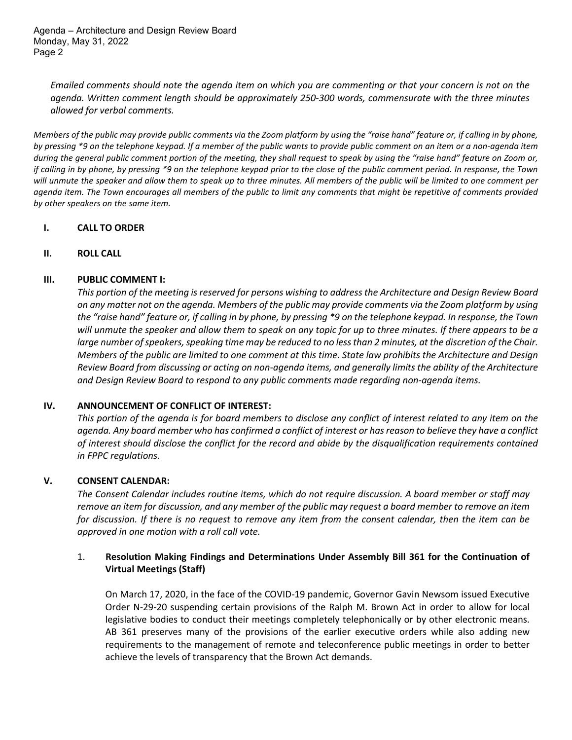*Emailed comments should note the agenda item on which you are commenting or that your concern is not on the agenda. Written comment length should be approximately 250-300 words, commensurate with the three minutes allowed for verbal comments.*

*Members of the public may provide public comments via the Zoom platform by using the "raise hand" feature or, if calling in by phone, by pressing *9 on the telephone keypad. If a member of the public wants to provide public comment on an item or a non-agenda item during the general public comment portion of the meeting, they shall request to speak by using the "raise hand" feature on Zoom or, if calling in by phone, by pressing *9 on the telephone keypad prior to the close of the public comment period. In response, the Town will unmute the speaker and allow them to speak up to three minutes. All members of the public will be limited to one comment per agenda item. The Town encourages all members of the public to limit any comments that might be repetitive of comments provided by other speakers on the same item.*

## I. CALL TO ORDER

## II. ROLL CALL

## III. PUBLIC COMMENT I:

*This portion of the meeting is reserved for persons wishing to address the Architecture and Design Review Board on any matter not on the agenda. Members of the public may provide comments via the Zoom platform by using the "raise hand" feature or, if calling in by phone, by pressing *9 on the telephone keypad. In response, the Town will unmute the speaker and allow them to speak on any topic for up to three minutes. If there appears to be a large number of speakers, speaking time may be reduced to no less than 2 minutes, at the discretion of the Chair. Members of the public are limited to one comment at this time. State law prohibits the Architecture and Design Review Board from discussing or acting on non-agenda items, and generally limits the ability of the Architecture and Design Review Board to respond to any public comments made regarding non-agenda items.*

## IV. ANNOUNCEMENT OF CONFLICT OF INTEREST:

*This portion of the agenda is for board members to disclose any conflict of interest related to any item on the agenda. Any board member who has confirmed a conflict of interest or has reason to believe they have a conflict of interest should disclose the conflict for the record and abide by the disqualification requirements contained in FPPC regulations.*

## V. CONSENT CALENDAR:

*The Consent Calendar includes routine items, which do not require discussion. A board member or staff may remove an item for discussion, and any member of the public may request a board member to remove an item for discussion. If there is no request to remove any item from the consent calendar, then the item can be approved in one motion with a roll call vote.*

1. **Resolution Making Findings and Determinations Under Assembly Bill 361 for the Continuation of Virtual Meetings (Staff)**

   On March 17, 2020, in the face of the COVID-19 pandemic, Governor Gavin Newsom issued Executive Order N-29-20 suspending certain provisions of the Ralph M. Brown Act in order to allow for local legislative bodies to conduct their meetings completely telephonically or by other electronic means. AB 361 preserves many of the provisions of the earlier executive orders while also adding new requirements to the management of remote and teleconference public meetings in order to better achieve the levels of transparency that the Brown Act demands.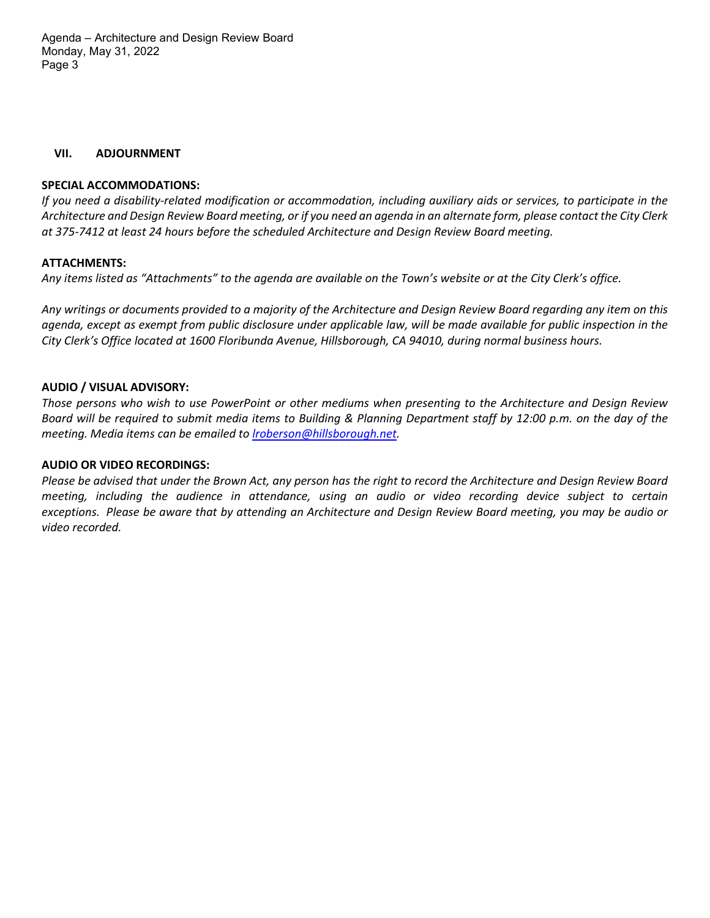## VII. ADJOURNMENT

**SPECIAL ACCOMMODATIONS:**

*If you need a disability-related modification or accommodation, including auxiliary aids or services, to participate in the Architecture and Design Review Board meeting, or if you need an agenda in an alternate form, please contact the City Clerk at 375-7412 at least 24 hours before the scheduled Architecture and Design Review Board meeting.*

**ATTACHMENTS:**

*Any items listed as "Attachments" to the agenda are available on the Town's website or at the City Clerk's office.*

*Any writings or documents provided to a majority of the Architecture and Design Review Board regarding any item on this agenda, except as exempt from public disclosure under applicable law, will be made available for public inspection in the City Clerk's Office located at 1600 Floribunda Avenue, Hillsborough, CA 94010, during normal business hours.*

**AUDIO / VISUAL ADVISORY:**

*Those persons who wish to use PowerPoint or other mediums when presenting to the Architecture and Design Review Board will be required to submit media items to Building & Planning Department staff by 12:00 p.m. on the day of the meeting. Media items can be emailed to lroberson@hillsborough.net.*

**AUDIO OR VIDEO RECORDINGS:**

*Please be advised that under the Brown Act, any person has the right to record the Architecture and Design Review Board meeting, including the audience in attendance, using an audio or video recording device subject to certain exceptions. Please be aware that by attending an Architecture and Design Review Board meeting, you may be audio or video recorded.*